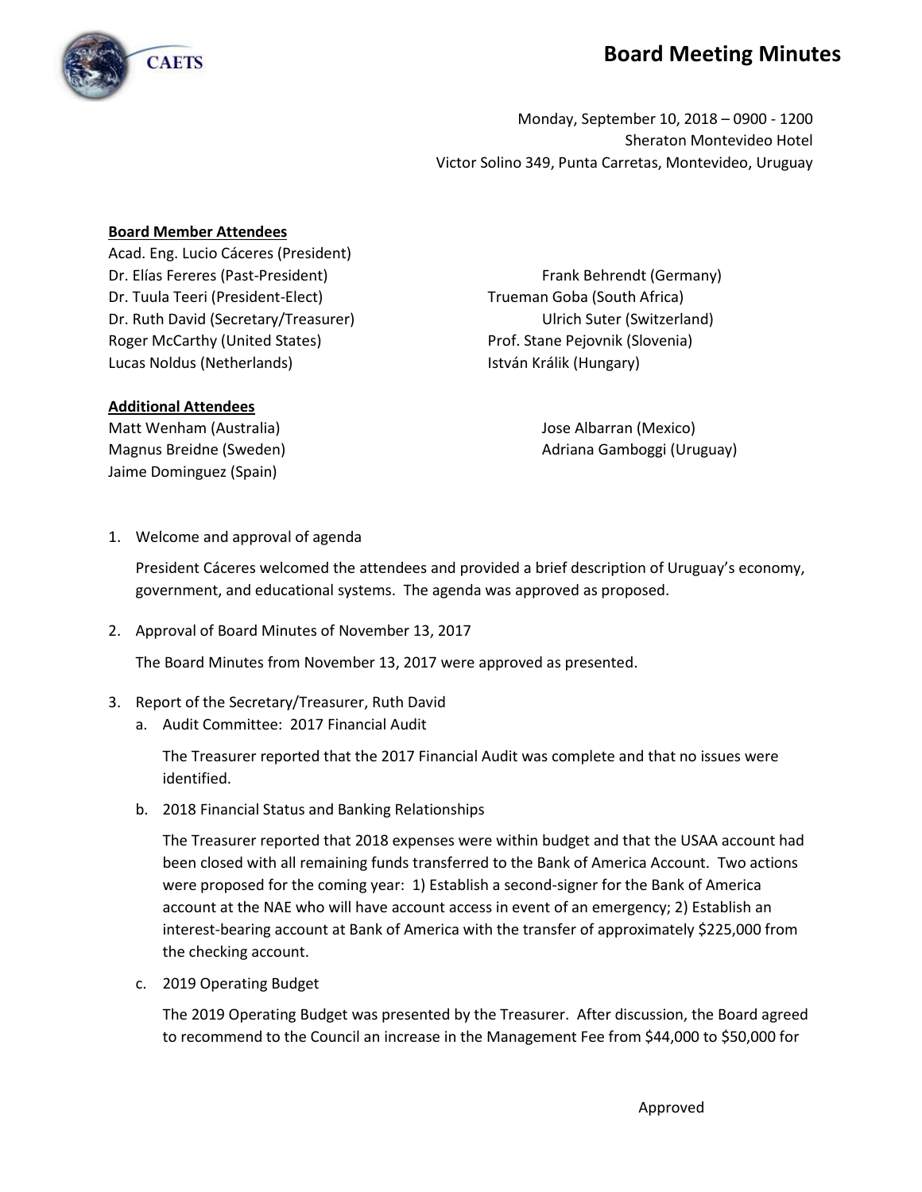# Board Meeting Minutes

Monday, September 10, 2018 – 0900 - 1200
Sheraton Montevideo Hotel
Victor Solino 349, Punta Carretas, Montevideo, Uruguay

**Board Member Attendees**

Acad. Eng. Lucio Cáceres (President)
Dr. Elías Fereres (Past-President)
Dr. Tuula Teeri (President-Elect)
Dr. Ruth David (Secretary/Treasurer)
Roger McCarthy (United States)
Lucas Noldus (Netherlands)
Frank Behrendt (Germany)
Trueman Goba (South Africa)
Ulrich Suter (Switzerland)
Prof. Stane Pejovnik (Slovenia)
István Králik (Hungary)

**Additional Attendees**

Matt Wenham (Australia)
Magnus Breidne (Sweden)
Jaime Dominguez (Spain)
Jose Albarran (Mexico)
Adriana Gamboggi (Uruguay)

1. Welcome and approval of agenda

   President Cáceres welcomed the attendees and provided a brief description of Uruguay's economy, government, and educational systems. The agenda was approved as proposed.

2. Approval of Board Minutes of November 13, 2017

   The Board Minutes from November 13, 2017 were approved as presented.

3. Report of the Secretary/Treasurer, Ruth David

   a. Audit Committee: 2017 Financial Audit

      The Treasurer reported that the 2017 Financial Audit was complete and that no issues were identified.

   b. 2018 Financial Status and Banking Relationships

      The Treasurer reported that 2018 expenses were within budget and that the USAA account had been closed with all remaining funds transferred to the Bank of America Account. Two actions were proposed for the coming year: 1) Establish a second-signer for the Bank of America account at the NAE who will have account access in event of an emergency; 2) Establish an interest-bearing account at Bank of America with the transfer of approximately $225,000 from the checking account.

   c. 2019 Operating Budget

      The 2019 Operating Budget was presented by the Treasurer. After discussion, the Board agreed to recommend to the Council an increase in the Management Fee from $44,000 to $50,000 for

Approved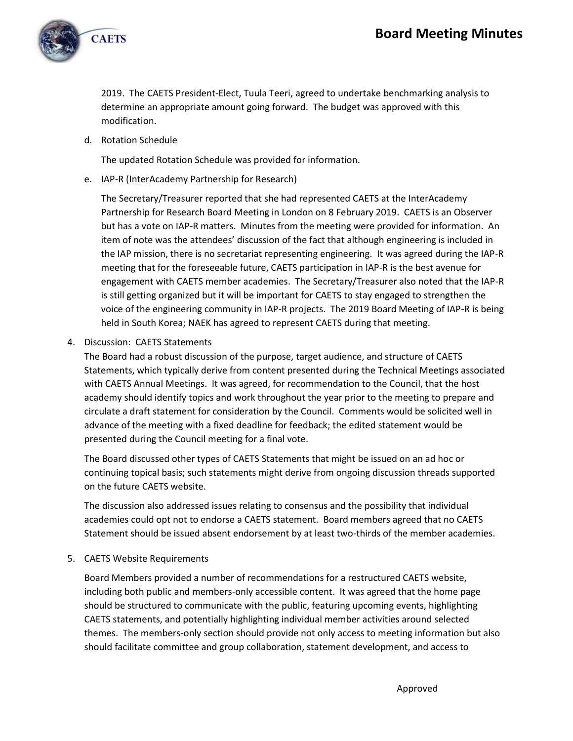2019. The CAETS President-Elect, Tuula Teeri, agreed to undertake benchmarking analysis to determine an appropriate amount going forward. The budget was approved with this modification.

d. Rotation Schedule

   The updated Rotation Schedule was provided for information.

e. IAP-R (InterAcademy Partnership for Research)

   The Secretary/Treasurer reported that she had represented CAETS at the InterAcademy Partnership for Research Board Meeting in London on 8 February 2019. CAETS is an Observer but has a vote on IAP-R matters. Minutes from the meeting were provided for information. An item of note was the attendees' discussion of the fact that although engineering is included in the IAP mission, there is no secretariat representing engineering. It was agreed during the IAP-R meeting that for the foreseeable future, CAETS participation in IAP-R is the best avenue for engagement with CAETS member academies. The Secretary/Treasurer also noted that the IAP-R is still getting organized but it will be important for CAETS to stay engaged to strengthen the voice of the engineering community in IAP-R projects. The 2019 Board Meeting of IAP-R is being held in South Korea; NAEK has agreed to represent CAETS during that meeting.

4. Discussion: CAETS Statements

   The Board had a robust discussion of the purpose, target audience, and structure of CAETS Statements, which typically derive from content presented during the Technical Meetings associated with CAETS Annual Meetings. It was agreed, for recommendation to the Council, that the host academy should identify topics and work throughout the year prior to the meeting to prepare and circulate a draft statement for consideration by the Council. Comments would be solicited well in advance of the meeting with a fixed deadline for feedback; the edited statement would be presented during the Council meeting for a final vote.

   The Board discussed other types of CAETS Statements that might be issued on an ad hoc or continuing topical basis; such statements might derive from ongoing discussion threads supported on the future CAETS website.

   The discussion also addressed issues relating to consensus and the possibility that individual academies could opt not to endorse a CAETS statement. Board members agreed that no CAETS Statement should be issued absent endorsement by at least two-thirds of the member academies.

5. CAETS Website Requirements

   Board Members provided a number of recommendations for a restructured CAETS website, including both public and members-only accessible content. It was agreed that the home page should be structured to communicate with the public, featuring upcoming events, highlighting CAETS statements, and potentially highlighting individual member activities around selected themes. The members-only section should provide not only access to meeting information but also should facilitate committee and group collaboration, statement development, and access to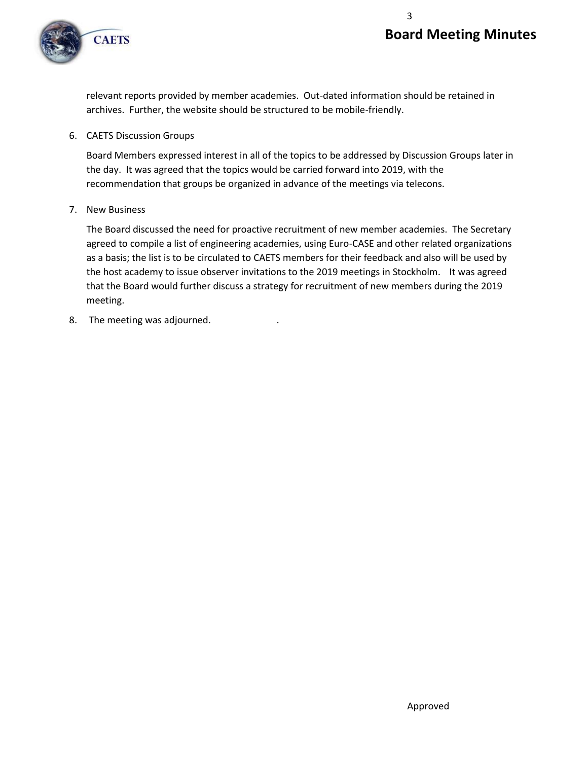relevant reports provided by member academies. Out-dated information should be retained in archives. Further, the website should be structured to be mobile-friendly.

6. CAETS Discussion Groups

   Board Members expressed interest in all of the topics to be addressed by Discussion Groups later in the day. It was agreed that the topics would be carried forward into 2019, with the recommendation that groups be organized in advance of the meetings via telecons.

7. New Business

   The Board discussed the need for proactive recruitment of new member academies. The Secretary agreed to compile a list of engineering academies, using Euro-CASE and other related organizations as a basis; the list is to be circulated to CAETS members for their feedback and also will be used by the host academy to issue observer invitations to the 2019 meetings in Stockholm. It was agreed that the Board would further discuss a strategy for recruitment of new members during the 2019 meeting.

8. The meeting was adjourned.

Approved